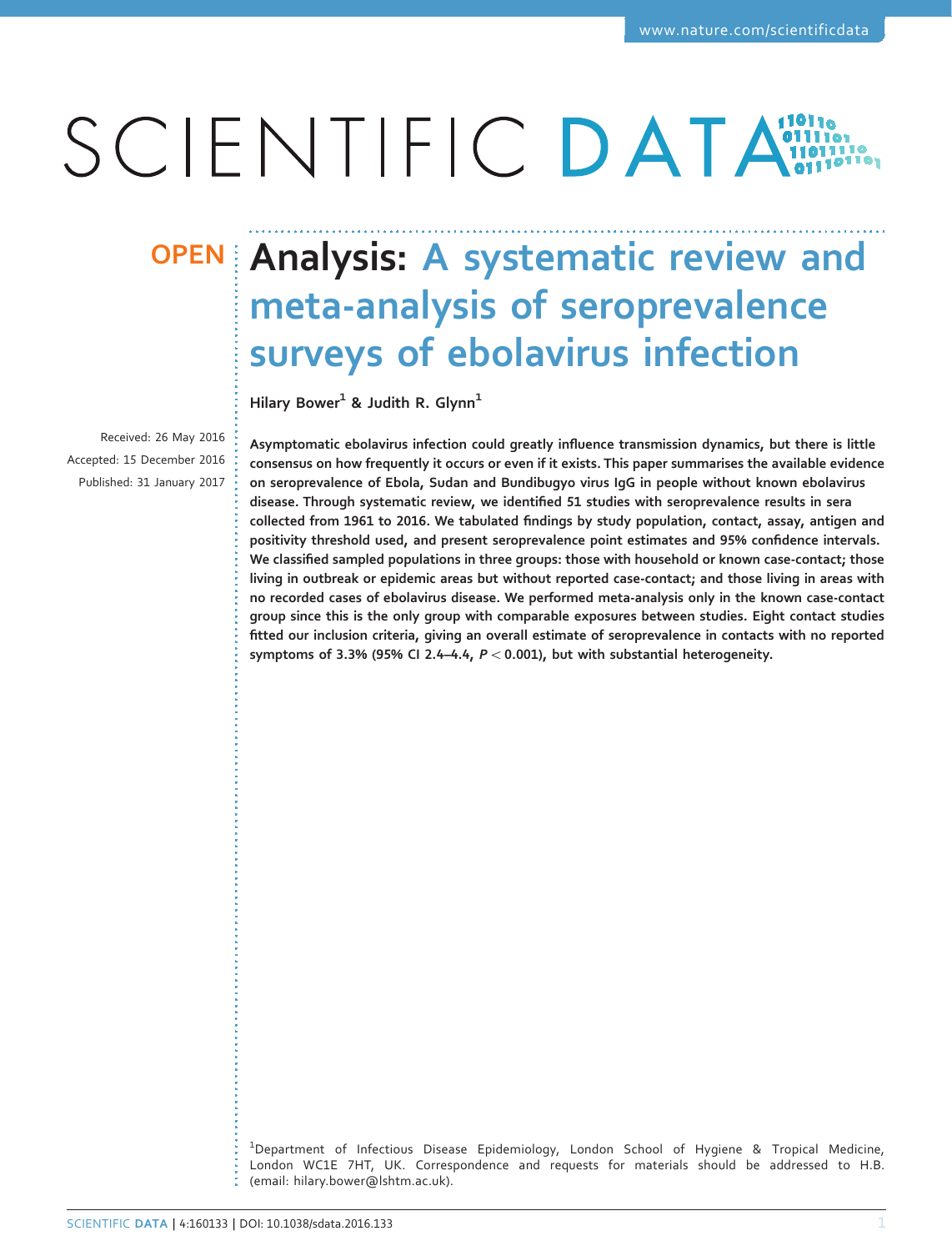# Analysis: A systematic review and meta-analysis of seroprevalence surveys of ebolavirus infection

**OPEN**

Hilary Bower[1] & Judith R. Glynn[1]

Received: 26 May 2016
Accepted: 15 December 2016
Published: 31 January 2017

**Asymptomatic ebolavirus infection could greatly influence transmission dynamics, but there is little consensus on how frequently it occurs or even if it exists. This paper summarises the available evidence on seroprevalence of Ebola, Sudan and Bundibugyo virus IgG in people without known ebolavirus disease. Through systematic review, we identified 51 studies with seroprevalence results in sera collected from 1961 to 2016. We tabulated findings by study population, contact, assay, antigen and positivity threshold used, and present seroprevalence point estimates and 95% confidence intervals. We classified sampled populations in three groups: those with household or known case-contact; those living in outbreak or epidemic areas but without reported case-contact; and those living in areas with no recorded cases of ebolavirus disease. We performed meta-analysis only in the known case-contact group since this is the only group with comparable exposures between studies. Eight contact studies fitted our inclusion criteria, giving an overall estimate of seroprevalence in contacts with no reported symptoms of 3.3% (95% CI 2.4–4.4, $P < 0.001$), but with substantial heterogeneity.**

[1]Department of Infectious Disease Epidemiology, London School of Hygiene & Tropical Medicine, London WC1E 7HT, UK. Correspondence and requests for materials should be addressed to H.B. (email: hilary.bower@lshtm.ac.uk).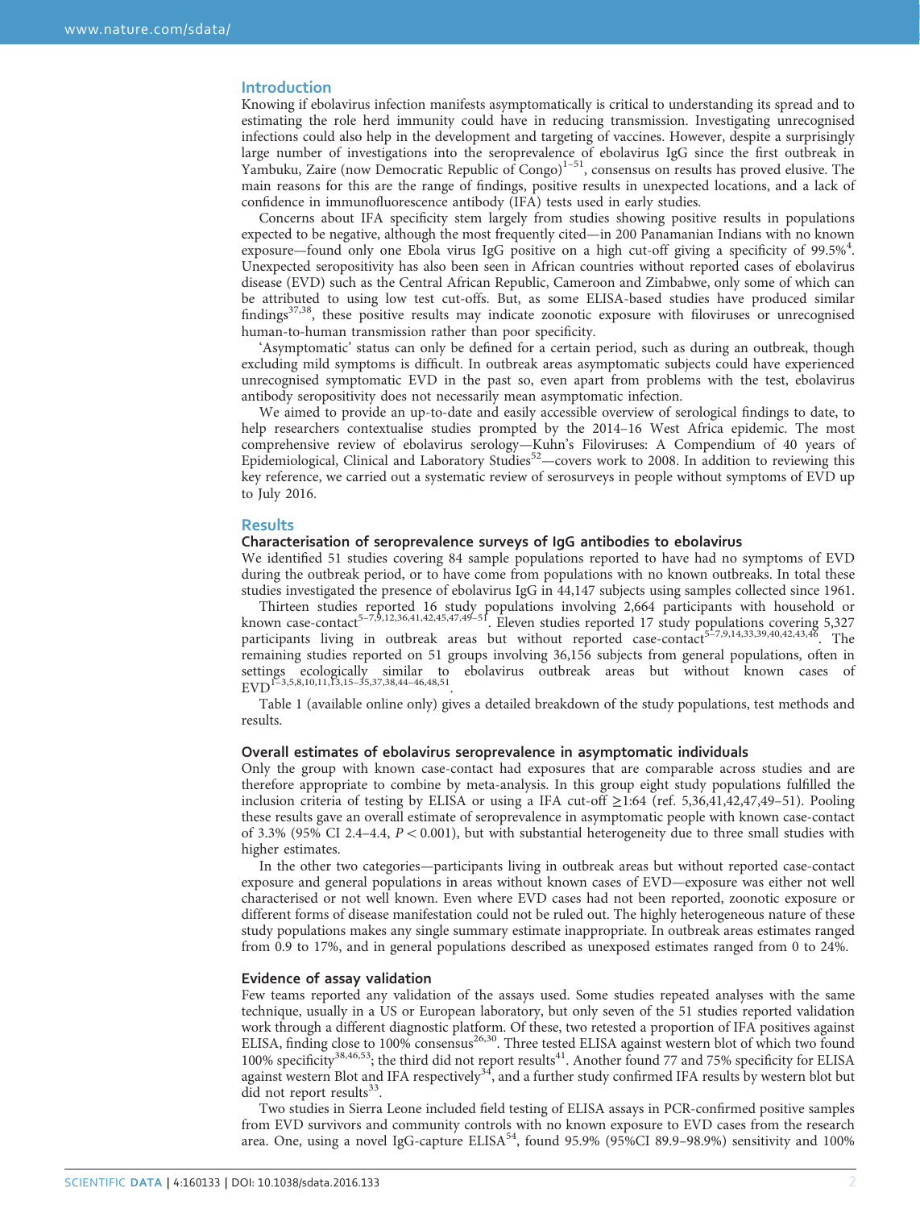## Introduction

Knowing if ebolavirus infection manifests asymptomatically is critical to understanding its spread and to estimating the role herd immunity could have in reducing transmission. Investigating unrecognised infections could also help in the development and targeting of vaccines. However, despite a surprisingly large number of investigations into the seroprevalence of ebolavirus IgG since the first outbreak in Yambuku, Zaire (now Democratic Republic of Congo)[1–51], consensus on results has proved elusive. The main reasons for this are the range of findings, positive results in unexpected locations, and a lack of confidence in immunofluorescence antibody (IFA) tests used in early studies.

Concerns about IFA specificity stem largely from studies showing positive results in populations expected to be negative, although the most frequently cited—in 200 Panamanian Indians with no known exposure—found only one Ebola virus IgG positive on a high cut-off giving a specificity of 99.5%[4]. Unexpected seropositivity has also been seen in African countries without reported cases of ebolavirus disease (EVD) such as the Central African Republic, Cameroon and Zimbabwe, only some of which can be attributed to using low test cut-offs. But, as some ELISA-based studies have produced similar findings[37,38], these positive results may indicate zoonotic exposure with filoviruses or unrecognised human-to-human transmission rather than poor specificity.

'Asymptomatic' status can only be defined for a certain period, such as during an outbreak, though excluding mild symptoms is difficult. In outbreak areas asymptomatic subjects could have experienced unrecognised symptomatic EVD in the past so, even apart from problems with the test, ebolavirus antibody seropositivity does not necessarily mean asymptomatic infection.

We aimed to provide an up-to-date and easily accessible overview of serological findings to date, to help researchers contextualise studies prompted by the 2014–16 West Africa epidemic. The most comprehensive review of ebolavirus serology—Kuhn's Filoviruses: A Compendium of 40 years of Epidemiological, Clinical and Laboratory Studies[52]—covers work to 2008. In addition to reviewing this key reference, we carried out a systematic review of serosurveys in people without symptoms of EVD up to July 2016.

## Results

### Characterisation of seroprevalence surveys of IgG antibodies to ebolavirus

We identified 51 studies covering 84 sample populations reported to have had no symptoms of EVD during the outbreak period, or to have come from populations with no known outbreaks. In total these studies investigated the presence of ebolavirus IgG in 44,147 subjects using samples collected since 1961.

Thirteen studies reported 16 study populations involving 2,664 participants with household or known case-contact[5–7,9,12,36,41,42,45,47,49–51]. Eleven studies reported 17 study populations covering 5,327 participants living in outbreak areas but without reported case-contact[5–7,9,14,33,39,40,42,43,46]. The remaining studies reported on 51 groups involving 36,156 subjects from general populations, often in settings ecologically similar to ebolavirus outbreak areas but without known cases of EVD[1–3,5,8,10,11,13,15–35,37,38,44–46,48,51].

Table 1 (available online only) gives a detailed breakdown of the study populations, test methods and results.

### Overall estimates of ebolavirus seroprevalence in asymptomatic individuals

Only the group with known case-contact had exposures that are comparable across studies and are therefore appropriate to combine by meta-analysis. In this group eight study populations fulfilled the inclusion criteria of testing by ELISA or using a IFA cut-off ≥1:64 (ref. 5,36,41,42,47,49–51). Pooling these results gave an overall estimate of seroprevalence in asymptomatic people with known case-contact of 3.3% (95% CI 2.4–4.4, $P < 0.001$), but with substantial heterogeneity due to three small studies with higher estimates.

In the other two categories—participants living in outbreak areas but without reported case-contact exposure and general populations in areas without known cases of EVD—exposure was either not well characterised or not well known. Even where EVD cases had not been reported, zoonotic exposure or different forms of disease manifestation could not be ruled out. The highly heterogeneous nature of these study populations makes any single summary estimate inappropriate. In outbreak areas estimates ranged from 0.9 to 17%, and in general populations described as unexposed estimates ranged from 0 to 24%.

### Evidence of assay validation

Few teams reported any validation of the assays used. Some studies repeated analyses with the same technique, usually in a US or European laboratory, but only seven of the 51 studies reported validation work through a different diagnostic platform. Of these, two retested a proportion of IFA positives against ELISA, finding close to 100% consensus[26,30]. Three tested ELISA against western blot of which two found 100% specificity[38,46,53]; the third did not report results[41]. Another found 77 and 75% specificity for ELISA against western Blot and IFA respectively[34], and a further study confirmed IFA results by western blot but did not report results[33].

Two studies in Sierra Leone included field testing of ELISA assays in PCR-confirmed positive samples from EVD survivors and community controls with no known exposure to EVD cases from the research area. One, using a novel IgG-capture ELISA[54], found 95.9% (95%CI 89.9–98.9%) sensitivity and 100%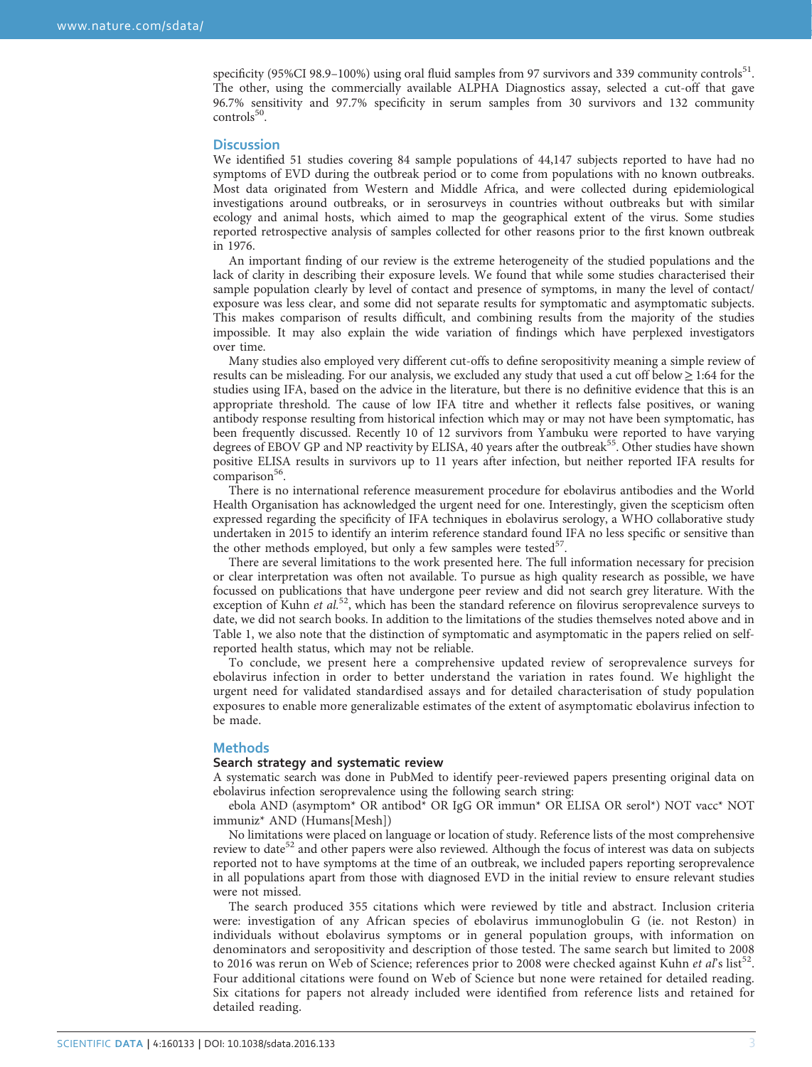specificity (95%CI 98.9–100%) using oral fluid samples from 97 survivors and 339 community controls[51]. The other, using the commercially available ALPHA Diagnostics assay, selected a cut-off that gave 96.7% sensitivity and 97.7% specificity in serum samples from 30 survivors and 132 community controls[50].

## Discussion

We identified 51 studies covering 84 sample populations of 44,147 subjects reported to have had no symptoms of EVD during the outbreak period or to come from populations with no known outbreaks. Most data originated from Western and Middle Africa, and were collected during epidemiological investigations around outbreaks, or in serosurveys in countries without outbreaks but with similar ecology and animal hosts, which aimed to map the geographical extent of the virus. Some studies reported retrospective analysis of samples collected for other reasons prior to the first known outbreak in 1976.

An important finding of our review is the extreme heterogeneity of the studied populations and the lack of clarity in describing their exposure levels. We found that while some studies characterised their sample population clearly by level of contact and presence of symptoms, in many the level of contact/exposure was less clear, and some did not separate results for symptomatic and asymptomatic subjects. This makes comparison of results difficult, and combining results from the majority of the studies impossible. It may also explain the wide variation of findings which have perplexed investigators over time.

Many studies also employed very different cut-offs to define seropositivity meaning a simple review of results can be misleading. For our analysis, we excluded any study that used a cut off below ≥ 1:64 for the studies using IFA, based on the advice in the literature, but there is no definitive evidence that this is an appropriate threshold. The cause of low IFA titre and whether it reflects false positives, or waning antibody response resulting from historical infection which may or may not have been symptomatic, has been frequently discussed. Recently 10 of 12 survivors from Yambuku were reported to have varying degrees of EBOV GP and NP reactivity by ELISA, 40 years after the outbreak[55]. Other studies have shown positive ELISA results in survivors up to 11 years after infection, but neither reported IFA results for comparison[56].

There is no international reference measurement procedure for ebolavirus antibodies and the World Health Organisation has acknowledged the urgent need for one. Interestingly, given the scepticism often expressed regarding the specificity of IFA techniques in ebolavirus serology, a WHO collaborative study undertaken in 2015 to identify an interim reference standard found IFA no less specific or sensitive than the other methods employed, but only a few samples were tested[57].

There are several limitations to the work presented here. The full information necessary for precision or clear interpretation was often not available. To pursue as high quality research as possible, we have focussed on publications that have undergone peer review and did not search grey literature. With the exception of Kuhn *et al.*[52], which has been the standard reference on filovirus seroprevalence surveys to date, we did not search books. In addition to the limitations of the studies themselves noted above and in Table 1, we also note that the distinction of symptomatic and asymptomatic in the papers relied on self-reported health status, which may not be reliable.

To conclude, we present here a comprehensive updated review of seroprevalence surveys for ebolavirus infection in order to better understand the variation in rates found. We highlight the urgent need for validated standardised assays and for detailed characterisation of study population exposures to enable more generalizable estimates of the extent of asymptomatic ebolavirus infection to be made.

## Methods

### Search strategy and systematic review

A systematic search was done in PubMed to identify peer-reviewed papers presenting original data on ebolavirus infection seroprevalence using the following search string:

ebola AND (asymptom* OR antibod* OR IgG OR immun* OR ELISA OR serol*) NOT vacc* NOT immuniz* AND (Humans[Mesh])

No limitations were placed on language or location of study. Reference lists of the most comprehensive review to date[52] and other papers were also reviewed. Although the focus of interest was data on subjects reported not to have symptoms at the time of an outbreak, we included papers reporting seroprevalence in all populations apart from those with diagnosed EVD in the initial review to ensure relevant studies were not missed.

The search produced 355 citations which were reviewed by title and abstract. Inclusion criteria were: investigation of any African species of ebolavirus immunoglobulin G (ie. not Reston) in individuals without ebolavirus symptoms or in general population groups, with information on denominators and seropositivity and description of those tested. The same search but limited to 2008 to 2016 was rerun on Web of Science; references prior to 2008 were checked against Kuhn *et al*'s list[52]. Four additional citations were found on Web of Science but none were retained for detailed reading. Six citations for papers not already included were identified from reference lists and retained for detailed reading.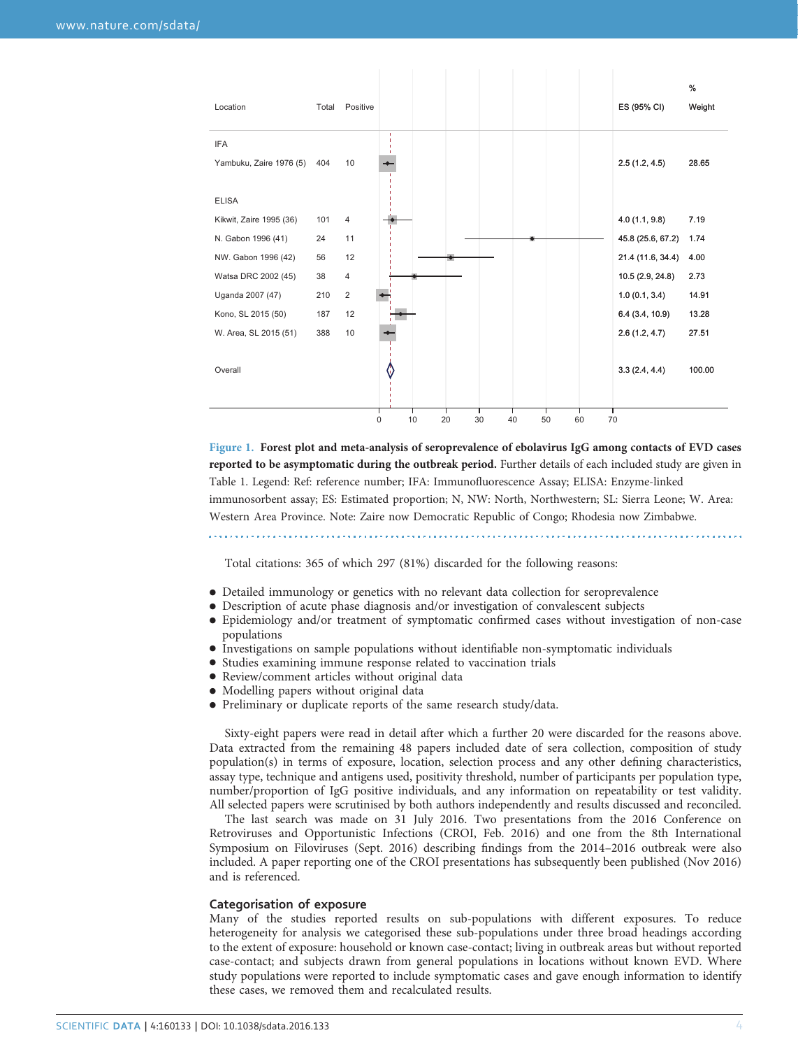| Location | Total | Positive | ES (95% CI) | % Weight |
|---|---|---|---|---|
| IFA | | | | |
| Yambuku, Zaire 1976 (5) | 404 | 10 | 2.5 (1.2, 4.5) | 28.65 |
| ELISA | | | | |
| Kikwit, Zaire 1995 (36) | 101 | 4 | 4.0 (1.1, 9.8) | 7.19 |
| N. Gabon 1996 (41) | 24 | 11 | 45.8 (25.6, 67.2) | 1.74 |
| NW. Gabon 1996 (42) | 56 | 12 | 21.4 (11.6, 34.4) | 4.00 |
| Watsa DRC 2002 (45) | 38 | 4 | 10.5 (2.9, 24.8) | 2.73 |
| Uganda 2007 (47) | 210 | 2 | 1.0 (0.1, 3.4) | 14.91 |
| Kono, SL 2015 (50) | 187 | 12 | 6.4 (3.4, 10.9) | 13.28 |
| W. Area, SL 2015 (51) | 388 | 10 | 2.6 (1.2, 4.7) | 27.51 |
| Overall | | | 3.3 (2.4, 4.4) | 100.00 |

**Figure 1. Forest plot and meta-analysis of seroprevalence of ebolavirus IgG among contacts of EVD cases reported to be asymptomatic during the outbreak period.** Further details of each included study are given in Table 1. Legend: Ref: reference number; IFA: Immunofluorescence Assay; ELISA: Enzyme-linked immunosorbent assay; ES: Estimated proportion; N, NW: North, Northwestern; SL: Sierra Leone; W. Area: Western Area Province. Note: Zaire now Democratic Republic of Congo; Rhodesia now Zimbabwe.

Total citations: 365 of which 297 (81%) discarded for the following reasons:

- Detailed immunology or genetics with no relevant data collection for seroprevalence
- Description of acute phase diagnosis and/or investigation of convalescent subjects
- Epidemiology and/or treatment of symptomatic confirmed cases without investigation of non-case populations
- Investigations on sample populations without identifiable non-symptomatic individuals
- Studies examining immune response related to vaccination trials
- Review/comment articles without original data
- Modelling papers without original data
- Preliminary or duplicate reports of the same research study/data.

Sixty-eight papers were read in detail after which a further 20 were discarded for the reasons above. Data extracted from the remaining 48 papers included date of sera collection, composition of study population(s) in terms of exposure, location, selection process and any other defining characteristics, assay type, technique and antigens used, positivity threshold, number of participants per population type, number/proportion of IgG positive individuals, and any information on repeatability or test validity. All selected papers were scrutinised by both authors independently and results discussed and reconciled.

The last search was made on 31 July 2016. Two presentations from the 2016 Conference on Retroviruses and Opportunistic Infections (CROI, Feb. 2016) and one from the 8th International Symposium on Filoviruses (Sept. 2016) describing findings from the 2014–2016 outbreak were also included. A paper reporting one of the CROI presentations has subsequently been published (Nov 2016) and is referenced.

### Categorisation of exposure

Many of the studies reported results on sub-populations with different exposures. To reduce heterogeneity for analysis we categorised these sub-populations under three broad headings according to the extent of exposure: household or known case-contact; living in outbreak areas but without reported case-contact; and subjects drawn from general populations in locations without known EVD. Where study populations were reported to include symptomatic cases and gave enough information to identify these cases, we removed them and recalculated results.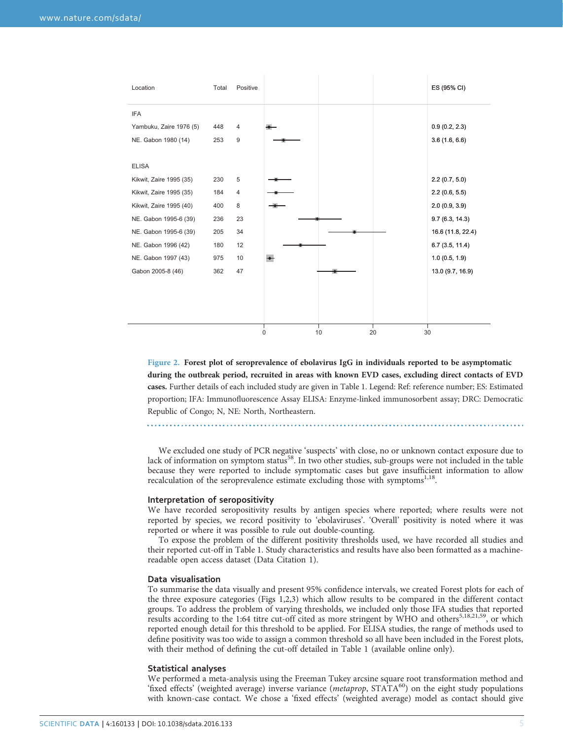| Location | Total | Positive | ES (95% CI) |
|---|---|---|---|
| IFA | | | |
| Yambuku, Zaire 1976 (5) | 448 | 4 | 0.9 (0.2, 2.3) |
| NE. Gabon 1980 (14) | 253 | 9 | 3.6 (1.6, 6.6) |
| ELISA | | | |
| Kikwit, Zaire 1995 (35) | 230 | 5 | 2.2 (0.7, 5.0) |
| Kikwit, Zaire 1995 (35) | 184 | 4 | 2.2 (0.6, 5.5) |
| Kikwit, Zaire 1995 (40) | 400 | 8 | 2.0 (0.9, 3.9) |
| NE. Gabon 1995-6 (39) | 236 | 23 | 9.7 (6.3, 14.3) |
| NE. Gabon 1995-6 (39) | 205 | 34 | 16.6 (11.8, 22.4) |
| NE. Gabon 1996 (42) | 180 | 12 | 6.7 (3.5, 11.4) |
| NE. Gabon 1997 (43) | 975 | 10 | 1.0 (0.5, 1.9) |
| Gabon 2005-8 (46) | 362 | 47 | 13.0 (9.7, 16.9) |

**Figure 2. Forest plot of seroprevalence of ebolavirus IgG in individuals reported to be asymptomatic during the outbreak period, recruited in areas with known EVD cases, excluding direct contacts of EVD cases.** Further details of each included study are given in Table 1. Legend: Ref: reference number; ES: Estimated proportion; IFA: Immunofluorescence Assay ELISA: Enzyme-linked immunosorbent assay; DRC: Democratic Republic of Congo; N, NE: North, Northeastern.

We excluded one study of PCR negative 'suspects' with close, no or unknown contact exposure due to lack of information on symptom status[58]. In two other studies, sub-groups were not included in the table because they were reported to include symptomatic cases but gave insufficient information to allow recalculation of the seroprevalence estimate excluding those with symptoms[1,18].

### Interpretation of seropositivity

We have recorded seropositivity results by antigen species where reported; where results were not reported by species, we record positivity to 'ebolaviruses'. 'Overall' positivity is noted where it was reported or where it was possible to rule out double-counting.

To expose the problem of the different positivity thresholds used, we have recorded all studies and their reported cut-off in Table 1. Study characteristics and results have also been formatted as a machine-readable open access dataset (Data Citation 1).

### Data visualisation

To summarise the data visually and present 95% confidence intervals, we created Forest plots for each of the three exposure categories (Figs 1,2,3) which allow results to be compared in the different contact groups. To address the problem of varying thresholds, we included only those IFA studies that reported results according to the 1:64 titre cut-off cited as more stringent by WHO and others[5,18,21,59], or which reported enough detail for this threshold to be applied. For ELISA studies, the range of methods used to define positivity was too wide to assign a common threshold so all have been included in the Forest plots, with their method of defining the cut-off detailed in Table 1 (available online only).

### Statistical analyses

We performed a meta-analysis using the Freeman Tukey arcsine square root transformation method and 'fixed effects' (weighted average) inverse variance (*metaprop*, STATA[60]) on the eight study populations with known-case contact. We chose a 'fixed effects' (weighted average) model as contact should give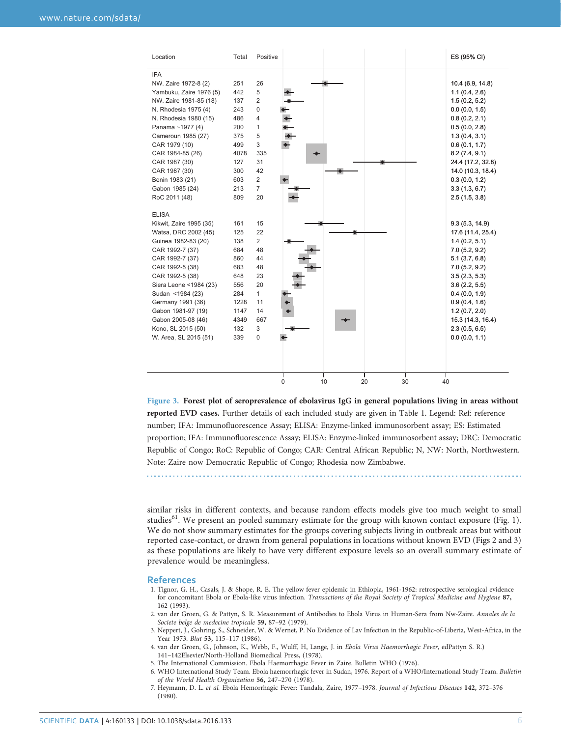| Location | Total | Positive | ES (95% CI) |
|---|---|---|---|
| IFA | | | |
| NW. Zaire 1972-8 (2) | 251 | 26 | 10.4 (6.9, 14.8) |
| Yambuku, Zaire 1976 (5) | 442 | 5 | 1.1 (0.4, 2.6) |
| NW. Zaire 1981-85 (18) | 137 | 2 | 1.5 (0.2, 5.2) |
| N. Rhodesia 1975 (4) | 243 | 0 | 0.0 (0.0, 1.5) |
| N. Rhodesia 1980 (15) | 486 | 4 | 0.8 (0.2, 2.1) |
| Panama ~1977 (4) | 200 | 1 | 0.5 (0.0, 2.8) |
| Cameroun 1985 (27) | 375 | 5 | 1.3 (0.4, 3.1) |
| CAR 1979 (10) | 499 | 3 | 0.6 (0.1, 1.7) |
| CAR 1984-85 (26) | 4078 | 335 | 8.2 (7.4, 9.1) |
| CAR 1987 (30) | 127 | 31 | 24.4 (17.2, 32.8) |
| CAR 1987 (30) | 300 | 42 | 14.0 (10.3, 18.4) |
| Benin 1983 (21) | 603 | 2 | 0.3 (0.0, 1.2) |
| Gabon 1985 (24) | 213 | 7 | 3.3 (1.3, 6.7) |
| RoC 2011 (48) | 809 | 20 | 2.5 (1.5, 3.8) |
| ELISA | | | |
| Kikwit, Zaire 1995 (35) | 161 | 15 | 9.3 (5.3, 14.9) |
| Watsa, DRC 2002 (45) | 125 | 22 | 17.6 (11.4, 25.4) |
| Guinea 1982-83 (20) | 138 | 2 | 1.4 (0.2, 5.1) |
| CAR 1992-7 (37) | 684 | 48 | 7.0 (5.2, 9.2) |
| CAR 1992-7 (37) | 860 | 44 | 5.1 (3.7, 6.8) |
| CAR 1992-5 (38) | 683 | 48 | 7.0 (5.2, 9.2) |
| CAR 1992-5 (38) | 648 | 23 | 3.5 (2.3, 5.3) |
| Siera Leone <1984 (23) | 556 | 20 | 3.6 (2.2, 5.5) |
| Sudan <1984 (23) | 284 | 1 | 0.4 (0.0, 1.9) |
| Germany 1991 (36) | 1228 | 11 | 0.9 (0.4, 1.6) |
| Gabon 1981-97 (19) | 1147 | 14 | 1.2 (0.7, 2.0) |
| Gabon 2005-08 (46) | 4349 | 667 | 15.3 (14.3, 16.4) |
| Kono, SL 2015 (50) | 132 | 3 | 2.3 (0.5, 6.5) |
| W. Area, SL 2015 (51) | 339 | 0 | 0.0 (0.0, 1.1) |

**Figure 3. Forest plot of seroprevalence of ebolavirus IgG in general populations living in areas without reported EVD cases.** Further details of each included study are given in Table 1. Legend: Ref: reference number; IFA: Immunofluorescence Assay; ELISA: Enzyme-linked immunosorbent assay; ES: Estimated proportion; IFA: Immunofluorescence Assay; ELISA: Enzyme-linked immunosorbent assay; DRC: Democratic Republic of Congo; RoC: Republic of Congo; CAR: Central African Republic; N, NW: North, Northwestern. Note: Zaire now Democratic Republic of Congo; Rhodesia now Zimbabwe.

similar risks in different contexts, and because random effects models give too much weight to small studies[61]. We present an pooled summary estimate for the group with known contact exposure (Fig. 1). We do not show summary estimates for the groups covering subjects living in outbreak areas but without reported case-contact, or drawn from general populations in locations without known EVD (Figs 2 and 3) as these populations are likely to have very different exposure levels so an overall summary estimate of prevalence would be meaningless.

## References

1. Tignor, G. H., Casals, J. & Shope, R. E. The yellow fever epidemic in Ethiopia, 1961-1962: retrospective serological evidence for concomitant Ebola or Ebola-like virus infection. *Transactions of the Royal Society of Tropical Medicine and Hygiene* **87,** 162 (1993).
2. van der Groen, G. & Pattyn, S. R. Measurement of Antibodies to Ebola Virus in Human-Sera from Nw-Zaire. *Annales de la Societe belge de medecine tropicale* **59,** 87–92 (1979).
3. Neppert, J., Gohring, S., Schneider, W. & Wernet, P. No Evidence of Lav Infection in the Republic-of-Liberia, West-Africa, in the Year 1973. *Blut* **53,** 115–117 (1986).
4. van der Groen, G., Johnson, K., Webb, F., Wulff, H, Lange, J. in *Ebola Virus Haemorrhagic Fever*, edPattyn S. R.) 141–142Elsevier/North-Holland Biomedical Press, (1978).
5. The International Commission. Ebola Haemorrhagic Fever in Zaire. Bulletin WHO (1976).
6. WHO International Study Team. Ebola haemorrhagic fever in Sudan, 1976. Report of a WHO/International Study Team. *Bulletin of the World Health Organization* **56,** 247–270 (1978).
7. Heymann, D. L. *et al.* Ebola Hemorrhagic Fever: Tandala, Zaire, 1977–1978. *Journal of Infectious Diseases* **142,** 372–376 (1980).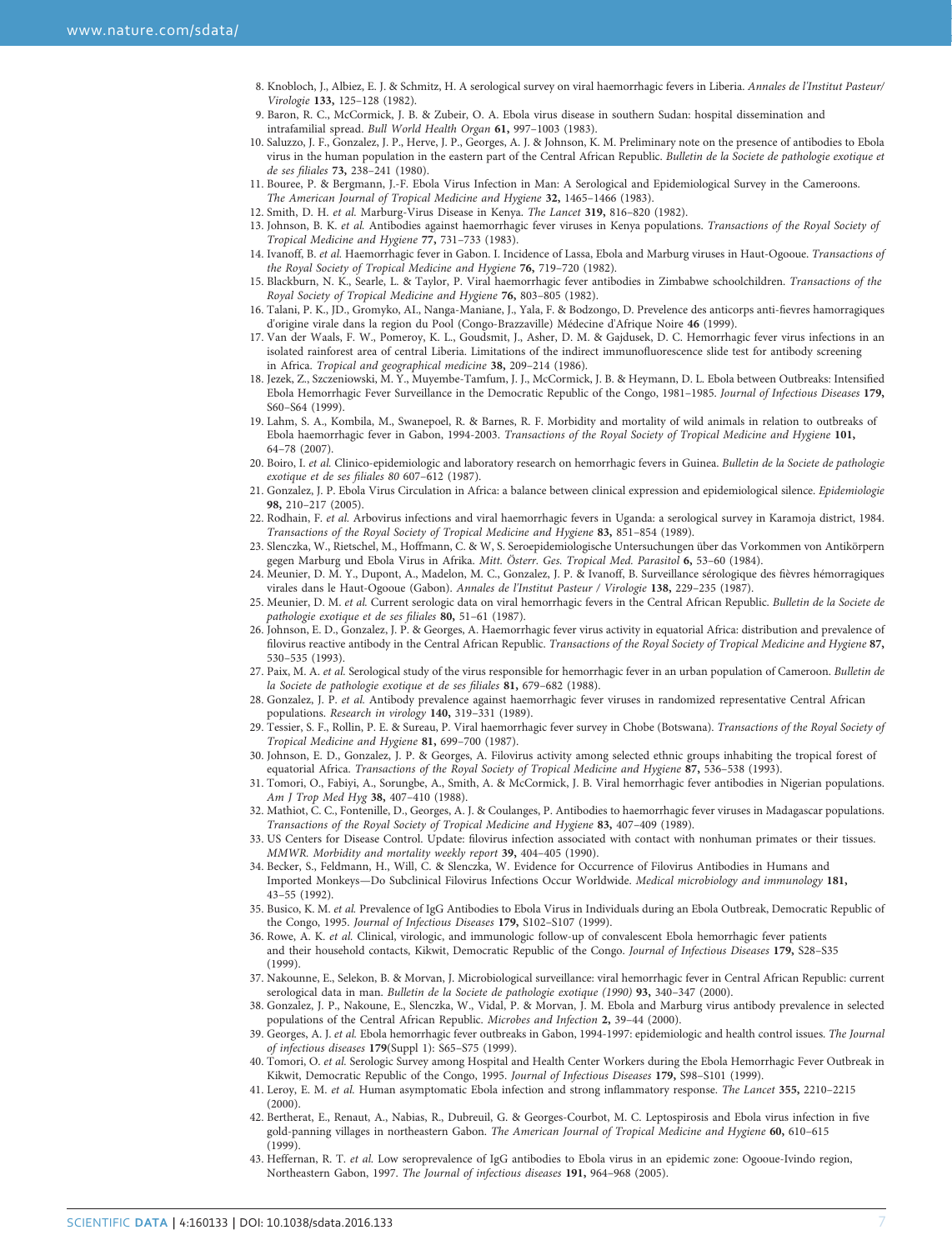8. Knobloch, J., Albiez, E. J. & Schmitz, H. A serological survey on viral haemorrhagic fevers in Liberia. *Annales de l'Institut Pasteur/ Virologie* **133,** 125–128 (1982).
9. Baron, R. C., McCormick, J. B. & Zubeir, O. A. Ebola virus disease in southern Sudan: hospital dissemination and intrafamilial spread. *Bull World Health Organ* **61,** 997–1003 (1983).
10. Saluzzo, J. F., Gonzalez, J. P., Herve, J. P., Georges, A. J. & Johnson, K. M. Preliminary note on the presence of antibodies to Ebola virus in the human population in the eastern part of the Central African Republic. *Bulletin de la Societe de pathologie exotique et de ses filiales* **73,** 238–241 (1980).
11. Bouree, P. & Bergmann, J.-F. Ebola Virus Infection in Man: A Serological and Epidemiological Survey in the Cameroons. *The American Journal of Tropical Medicine and Hygiene* **32,** 1465–1466 (1983).
12. Smith, D. H. *et al.* Marburg-Virus Disease in Kenya. *The Lancet* **319,** 816–820 (1982).
13. Johnson, B. K. *et al.* Antibodies against haemorrhagic fever viruses in Kenya populations. *Transactions of the Royal Society of Tropical Medicine and Hygiene* **77,** 731–733 (1983).
14. Ivanoff, B. *et al.* Haemorrhagic fever in Gabon. I. Incidence of Lassa, Ebola and Marburg viruses in Haut-Ogooue. *Transactions of the Royal Society of Tropical Medicine and Hygiene* **76,** 719–720 (1982).
15. Blackburn, N. K., Searle, L. & Taylor, P. Viral haemorrhagic fever antibodies in Zimbabwe schoolchildren. *Transactions of the Royal Society of Tropical Medicine and Hygiene* **76,** 803–805 (1982).
16. Talani, P. K., JD., Gromyko, AI., Nanga-Maniane, J., Yala, F. & Bodzongo, D. Prevelence des anticorps anti-fievres hamorragiques d'origine virale dans la region du Pool (Congo-Brazzaville) Médecine d'Afrique Noire **46** (1999).
17. Van der Waals, F. W., Pomeroy, K. L., Goudsmit, J., Asher, D. M. & Gajdusek, D. C. Hemorrhagic fever virus infections in an isolated rainforest area of central Liberia. Limitations of the indirect immunofluorescence slide test for antibody screening in Africa. *Tropical and geographical medicine* **38,** 209–214 (1986).
18. Jezek, Z., Szczeniowski, M. Y., Muyembe-Tamfum, J. J., McCormick, J. B. & Heymann, D. L. Ebola between Outbreaks: Intensified Ebola Hemorrhagic Fever Surveillance in the Democratic Republic of the Congo, 1981–1985. *Journal of Infectious Diseases* **179,** S60–S64 (1999).
19. Lahm, S. A., Kombila, M., Swanepoel, R. & Barnes, R. F. Morbidity and mortality of wild animals in relation to outbreaks of Ebola haemorrhagic fever in Gabon, 1994-2003. *Transactions of the Royal Society of Tropical Medicine and Hygiene* **101,** 64–78 (2007).
20. Boiro, I. *et al.* Clinico-epidemiologic and laboratory research on hemorrhagic fevers in Guinea. *Bulletin de la Societe de pathologie exotique et de ses filiales 80* 607–612 (1987).
21. Gonzalez, J. P. Ebola Virus Circulation in Africa: a balance between clinical expression and epidemiological silence. *Epidemiologie* **98,** 210–217 (2005).
22. Rodhain, F. *et al.* Arbovirus infections and viral haemorrhagic fevers in Uganda: a serological survey in Karamoja district, 1984. *Transactions of the Royal Society of Tropical Medicine and Hygiene* **83,** 851–854 (1989).
23. Slenczka, W., Rietschel, M., Hoffmann, C. & W, S. Seroepidemiologische Untersuchungen über das Vorkommen von Antikörpern gegen Marburg und Ebola Virus in Afrika. *Mitt. Österr. Ges. Tropical Med. Parasitol* **6,** 53–60 (1984).
24. Meunier, D. M. Y., Dupont, A., Madelon, M. C., Gonzalez, J. P. & Ivanoff, B. Surveillance sérologique des fièvres hémorragiques virales dans le Haut-Ogooue (Gabon). *Annales de l'Institut Pasteur / Virologie* **138,** 229–235 (1987).
25. Meunier, D. M. *et al.* Current serologic data on viral hemorrhagic fevers in the Central African Republic. *Bulletin de la Societe de pathologie exotique et de ses filiales* **80,** 51–61 (1987).
26. Johnson, E. D., Gonzalez, J. P. & Georges, A. Haemorrhagic fever virus activity in equatorial Africa: distribution and prevalence of filovirus reactive antibody in the Central African Republic. *Transactions of the Royal Society of Tropical Medicine and Hygiene* **87,** 530–535 (1993).
27. Paix, M. A. *et al.* Serological study of the virus responsible for hemorrhagic fever in an urban population of Cameroon. *Bulletin de la Societe de pathologie exotique et de ses filiales* **81,** 679–682 (1988).
28. Gonzalez, J. P. *et al.* Antibody prevalence against haemorrhagic fever viruses in randomized representative Central African populations. *Research in virology* **140,** 319–331 (1989).
29. Tessier, S. F., Rollin, P. E. & Sureau, P. Viral haemorrhagic fever survey in Chobe (Botswana). *Transactions of the Royal Society of Tropical Medicine and Hygiene* **81,** 699–700 (1987).
30. Johnson, E. D., Gonzalez, J. P. & Georges, A. Filovirus activity among selected ethnic groups inhabiting the tropical forest of equatorial Africa. *Transactions of the Royal Society of Tropical Medicine and Hygiene* **87,** 536–538 (1993).
31. Tomori, O., Fabiyi, A., Sorungbe, A., Smith, A. & McCormick, J. B. Viral hemorrhagic fever antibodies in Nigerian populations. *Am J Trop Med Hyg* **38,** 407–410 (1988).
32. Mathiot, C. C., Fontenille, D., Georges, A. J. & Coulanges, P. Antibodies to haemorrhagic fever viruses in Madagascar populations. *Transactions of the Royal Society of Tropical Medicine and Hygiene* **83,** 407–409 (1989).
33. US Centers for Disease Control. Update: filovirus infection associated with contact with nonhuman primates or their tissues. *MMWR. Morbidity and mortality weekly report* **39,** 404–405 (1990).
34. Becker, S., Feldmann, H., Will, C. & Slenczka, W. Evidence for Occurrence of Filovirus Antibodies in Humans and Imported Monkeys—Do Subclinical Filovirus Infections Occur Worldwide. *Medical microbiology and immunology* **181,** 43–55 (1992).
35. Busico, K. M. *et al.* Prevalence of IgG Antibodies to Ebola Virus in Individuals during an Ebola Outbreak, Democratic Republic of the Congo, 1995. *Journal of Infectious Diseases* **179,** S102–S107 (1999).
36. Rowe, A. K. *et al.* Clinical, virologic, and immunologic follow-up of convalescent Ebola hemorrhagic fever patients and their household contacts, Kikwit, Democratic Republic of the Congo. *Journal of Infectious Diseases* **179,** S28–S35 (1999).
37. Nakounne, E., Selekon, B. & Morvan, J. Microbiological surveillance: viral hemorrhagic fever in Central African Republic: current serological data in man. *Bulletin de la Societe de pathologie exotique (1990)* **93,** 340–347 (2000).
38. Gonzalez, J. P., Nakoune, E., Slenczka, W., Vidal, P. & Morvan, J. M. Ebola and Marburg virus antibody prevalence in selected populations of the Central African Republic. *Microbes and Infection* **2,** 39–44 (2000).
39. Georges, A. J. *et al.* Ebola hemorrhagic fever outbreaks in Gabon, 1994-1997: epidemiologic and health control issues. *The Journal of infectious diseases* **179**(Suppl 1): S65–S75 (1999).
40. Tomori, O. *et al.* Serologic Survey among Hospital and Health Center Workers during the Ebola Hemorrhagic Fever Outbreak in Kikwit, Democratic Republic of the Congo, 1995. *Journal of Infectious Diseases* **179,** S98–S101 (1999).
41. Leroy, E. M. *et al.* Human asymptomatic Ebola infection and strong inflammatory response. *The Lancet* **355,** 2210–2215 (2000).
42. Bertherat, E., Renaut, A., Nabias, R., Dubreuil, G. & Georges-Courbot, M. C. Leptospirosis and Ebola virus infection in five gold-panning villages in northeastern Gabon. *The American Journal of Tropical Medicine and Hygiene* **60,** 610–615 (1999).
43. Heffernan, R. T. *et al.* Low seroprevalence of IgG antibodies to Ebola virus in an epidemic zone: Ogooue-Ivindo region, Northeastern Gabon, 1997. *The Journal of infectious diseases* **191,** 964–968 (2005).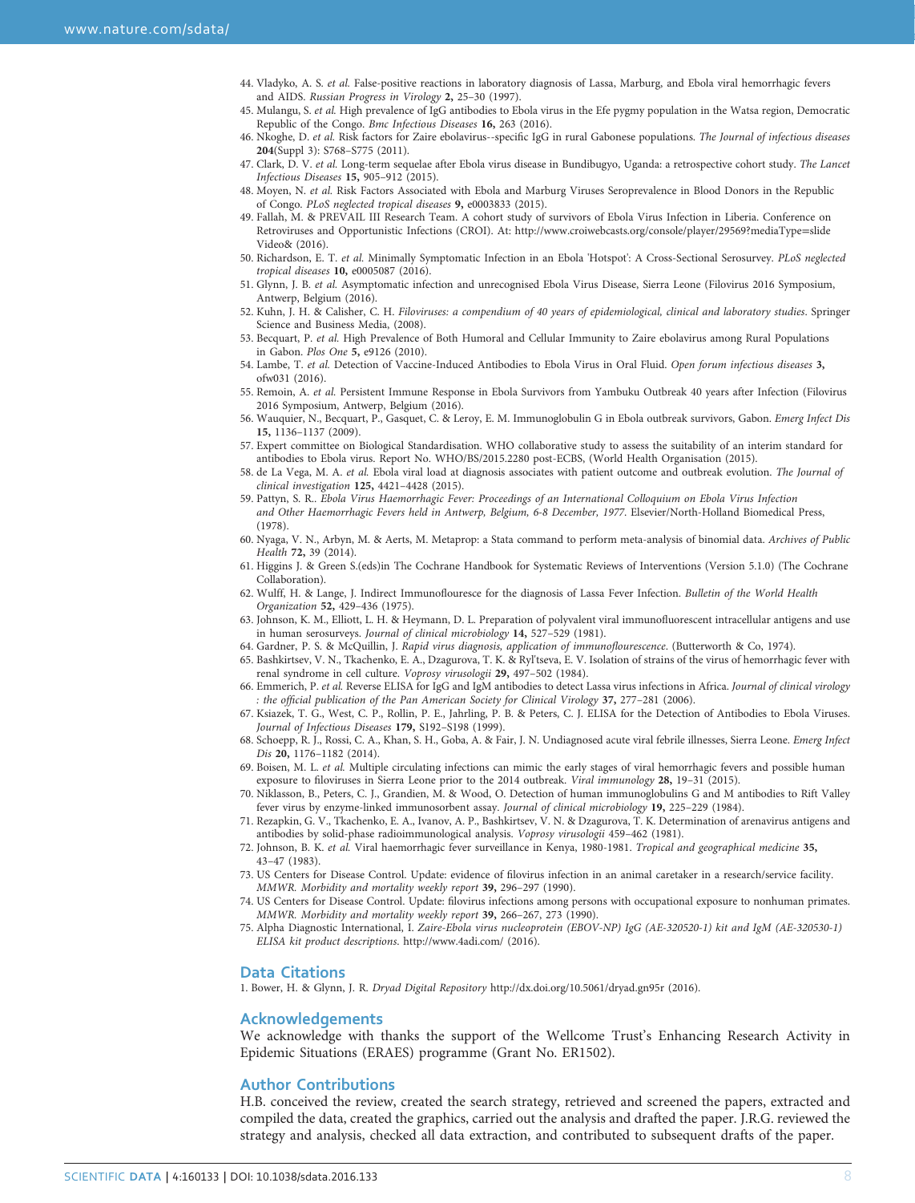44. Vladyko, A. S. *et al.* False-positive reactions in laboratory diagnosis of Lassa, Marburg, and Ebola viral hemorrhagic fevers and AIDS. *Russian Progress in Virology* **2,** 25–30 (1997).
45. Mulangu, S. *et al.* High prevalence of IgG antibodies to Ebola virus in the Efe pygmy population in the Watsa region, Democratic Republic of the Congo. *Bmc Infectious Diseases* **16,** 263 (2016).
46. Nkoghe, D. *et al.* Risk factors for Zaire ebolavirus--specific IgG in rural Gabonese populations. *The Journal of infectious diseases* **204**(Suppl 3): S768–S775 (2011).
47. Clark, D. V. *et al.* Long-term sequelae after Ebola virus disease in Bundibugyo, Uganda: a retrospective cohort study. *The Lancet Infectious Diseases* **15,** 905–912 (2015).
48. Moyen, N. *et al.* Risk Factors Associated with Ebola and Marburg Viruses Seroprevalence in Blood Donors in the Republic of Congo. *PLoS neglected tropical diseases* **9,** e0003833 (2015).
49. Fallah, M. & PREVAIL III Research Team. A cohort study of survivors of Ebola Virus Infection in Liberia. Conference on Retroviruses and Opportunistic Infections (CROI). At: http://www.croiwebcasts.org/console/player/29569?mediaType=slideVideo& (2016).
50. Richardson, E. T. *et al.* Minimally Symptomatic Infection in an Ebola 'Hotspot': A Cross-Sectional Serosurvey. *PLoS neglected tropical diseases* **10,** e0005087 (2016).
51. Glynn, J. B. *et al.* Asymptomatic infection and unrecognised Ebola Virus Disease, Sierra Leone (Filovirus 2016 Symposium, Antwerp, Belgium (2016).
52. Kuhn, J. H. & Calisher, C. H. *Filoviruses: a compendium of 40 years of epidemiological, clinical and laboratory studies*. Springer Science and Business Media, (2008).
53. Becquart, P. *et al.* High Prevalence of Both Humoral and Cellular Immunity to Zaire ebolavirus among Rural Populations in Gabon. *Plos One* **5,** e9126 (2010).
54. Lambe, T. *et al.* Detection of Vaccine-Induced Antibodies to Ebola Virus in Oral Fluid. *Open forum infectious diseases* **3,** ofw031 (2016).
55. Remoin, A. *et al.* Persistent Immune Response in Ebola Survivors from Yambuku Outbreak 40 years after Infection (Filovirus 2016 Symposium, Antwerp, Belgium (2016).
56. Wauquier, N., Becquart, P., Gasquet, C. & Leroy, E. M. Immunoglobulin G in Ebola outbreak survivors, Gabon. *Emerg Infect Dis* **15,** 1136–1137 (2009).
57. Expert committee on Biological Standardisation. WHO collaborative study to assess the suitability of an interim standard for antibodies to Ebola virus. Report No. WHO/BS/2015.2280 post-ECBS, (World Health Organisation (2015).
58. de La Vega, M. A. *et al.* Ebola viral load at diagnosis associates with patient outcome and outbreak evolution. *The Journal of clinical investigation* **125,** 4421–4428 (2015).
59. Pattyn, S. R.. *Ebola Virus Haemorrhagic Fever: Proceedings of an International Colloquium on Ebola Virus Infection and Other Haemorrhagic Fevers held in Antwerp, Belgium, 6-8 December, 1977*. Elsevier/North-Holland Biomedical Press, (1978).
60. Nyaga, V. N., Arbyn, M. & Aerts, M. Metaprop: a Stata command to perform meta-analysis of binomial data. *Archives of Public Health* **72,** 39 (2014).
61. Higgins J. & Green S.(eds)in The Cochrane Handbook for Systematic Reviews of Interventions (Version 5.1.0) (The Cochrane Collaboration).
62. Wulff, H. & Lange, J. Indirect Immunoflouresce for the diagnosis of Lassa Fever Infection. *Bulletin of the World Health Organization* **52,** 429–436 (1975).
63. Johnson, K. M., Elliott, L. H. & Heymann, D. L. Preparation of polyvalent viral immunofluorescent intracellular antigens and use in human serosurveys. *Journal of clinical microbiology* **14,** 527–529 (1981).
64. Gardner, P. S. & McQuillin, J. *Rapid virus diagnosis, application of immunoflourescence*. (Butterworth & Co, 1974).
65. Bashkirtsev, V. N., Tkachenko, E. A., Dzagurova, T. K. & Ryl'tseva, E. V. Isolation of strains of the virus of hemorrhagic fever with renal syndrome in cell culture. *Voprosy virusologii* **29,** 497–502 (1984).
66. Emmerich, P. *et al.* Reverse ELISA for IgG and IgM antibodies to detect Lassa virus infections in Africa. *Journal of clinical virology : the official publication of the Pan American Society for Clinical Virology* **37,** 277–281 (2006).
67. Ksiazek, T. G., West, C. P., Rollin, P. E., Jahrling, P. B. & Peters, C. J. ELISA for the Detection of Antibodies to Ebola Viruses. *Journal of Infectious Diseases* **179,** S192–S198 (1999).
68. Schoepp, R. J., Rossi, C. A., Khan, S. H., Goba, A. & Fair, J. N. Undiagnosed acute viral febrile illnesses, Sierra Leone. *Emerg Infect Dis* **20,** 1176–1182 (2014).
69. Boisen, M. L. *et al.* Multiple circulating infections can mimic the early stages of viral hemorrhagic fevers and possible human exposure to filoviruses in Sierra Leone prior to the 2014 outbreak. *Viral immunology* **28,** 19–31 (2015).
70. Niklasson, B., Peters, C. J., Grandien, M. & Wood, O. Detection of human immunoglobulins G and M antibodies to Rift Valley fever virus by enzyme-linked immunosorbent assay. *Journal of clinical microbiology* **19,** 225–229 (1984).
71. Rezapkin, G. V., Tkachenko, E. A., Ivanov, A. P., Bashkirtsev, V. N. & Dzagurova, T. K. Determination of arenavirus antigens and antibodies by solid-phase radioimmunological analysis. *Voprosy virusologii* 459–462 (1981).
72. Johnson, B. K. *et al.* Viral haemorrhagic fever surveillance in Kenya, 1980-1981. *Tropical and geographical medicine* **35,** 43–47 (1983).
73. US Centers for Disease Control. Update: evidence of filovirus infection in an animal caretaker in a research/service facility. *MMWR. Morbidity and mortality weekly report* **39,** 296–297 (1990).
74. US Centers for Disease Control. Update: filovirus infections among persons with occupational exposure to nonhuman primates. *MMWR. Morbidity and mortality weekly report* **39,** 266–267, 273 (1990).
75. Alpha Diagnostic International, I. *Zaire-Ebola virus nucleoprotein (EBOV-NP) IgG (AE-320520-1) kit and IgM (AE-320530-1) ELISA kit product descriptions*. http://www.4adi.com/ (2016).

## Data Citations

1. Bower, H. & Glynn, J. R. *Dryad Digital Repository* http://dx.doi.org/10.5061/dryad.gn95r (2016).

## Acknowledgements

We acknowledge with thanks the support of the Wellcome Trust's Enhancing Research Activity in Epidemic Situations (ERAES) programme (Grant No. ER1502).

## Author Contributions

H.B. conceived the review, created the search strategy, retrieved and screened the papers, extracted and compiled the data, created the graphics, carried out the analysis and drafted the paper. J.R.G. reviewed the strategy and analysis, checked all data extraction, and contributed to subsequent drafts of the paper.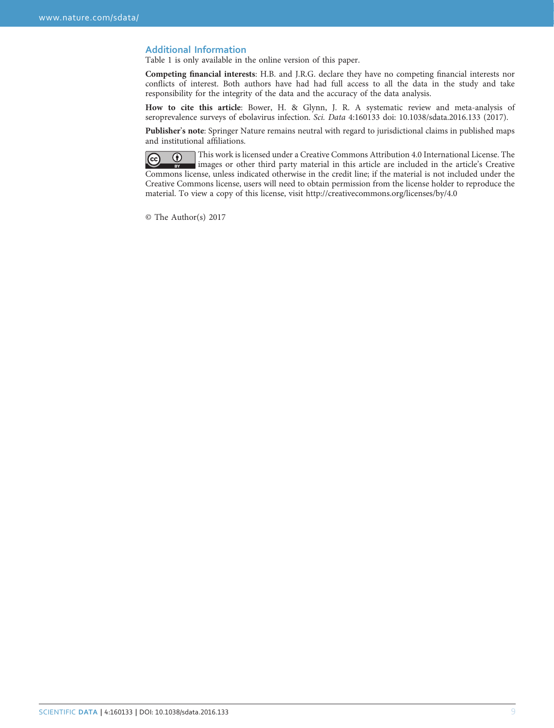## Additional Information

Table 1 is only available in the online version of this paper.

**Competing financial interests**: H.B. and J.R.G. declare they have no competing financial interests nor conflicts of interest. Both authors have had full access to all the data in the study and take responsibility for the integrity of the data and the accuracy of the data analysis.

**How to cite this article**: Bower, H. & Glynn, J. R. A systematic review and meta-analysis of seroprevalence surveys of ebolavirus infection. *Sci. Data* 4:160133 doi: 10.1038/sdata.2016.133 (2017).

**Publisher's note**: Springer Nature remains neutral with regard to jurisdictional claims in published maps and institutional affiliations.

This work is licensed under a Creative Commons Attribution 4.0 International License. The images or other third party material in this article are included in the article's Creative Commons license, unless indicated otherwise in the credit line; if the material is not included under the Creative Commons license, users will need to obtain permission from the license holder to reproduce the material. To view a copy of this license, visit http://creativecommons.org/licenses/by/4.0

© The Author(s) 2017